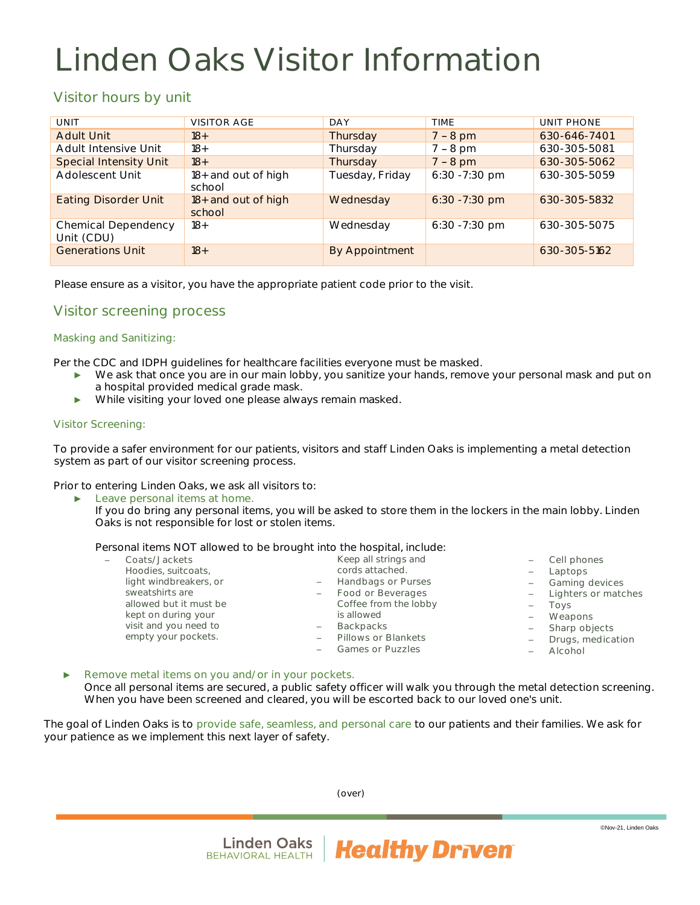# Linden Oaks Visitor Information

## Visitor hours by unit

| UNIT | VISITOR AGE | DAY | TIME | UNIT PHONE |
|---|---|---|---|---|
| Adult Unit | 18+ | Thursday | 7 – 8 pm | 630-646-7401 |
| Adult Intensive Unit | 18+ | Thursday | 7 – 8 pm | 630-305-5081 |
| Special Intensity Unit | 18+ | Thursday | 7 – 8 pm | 630-305-5062 |
| Adolescent Unit | 18+ and out of high school | Tuesday, Friday | 6:30 -7:30 pm | 630-305-5059 |
| Eating Disorder Unit | 18+ and out of high school | Wednesday | 6:30 -7:30 pm | 630-305-5832 |
| Chemical Dependency Unit (CDU) | 18+ | Wednesday | 6:30 -7:30 pm | 630-305-5075 |
| Generations Unit | 18+ | By Appointment | | 630-305-5162 |

Please ensure as a visitor, you have the appropriate patient code prior to the visit.

## Visitor screening process

### Masking and Sanitizing:

Per the CDC and IDPH guidelines for healthcare facilities everyone must be masked.

- We ask that once you are in our main lobby, you sanitize your hands, remove your personal mask and put on a hospital provided medical grade mask.
- While visiting your loved one please always remain masked.

### Visitor Screening:

To provide a safer environment for our patients, visitors and staff Linden Oaks is implementing a metal detection system as part of our visitor screening process.

Prior to entering Linden Oaks, we ask all visitors to:

- Leave personal items at home.
  If you do bring any personal items, you will be asked to store them in the lockers in the main lobby. Linden Oaks is not responsible for lost or stolen items.

  Personal items NOT allowed to be brought into the hospital, include:

  - Coats/Jackets
    Hoodies, suitcoats, light windbreakers, or sweatshirts are allowed but it must be kept on during your visit and you need to empty your pockets. Keep all strings and cords attached.
  - Handbags or Purses
  - Food or Beverages
    Coffee from the lobby is allowed
  - Backpacks
  - Pillows or Blankets
  - Games or Puzzles
  - Cell phones
  - Laptops
  - Gaming devices
  - Lighters or matches
  - Toys
  - Weapons
  - Sharp objects
  - Drugs, medication
  - Alcohol

- Remove metal items on you and/or in your pockets.
  Once all personal items are secured, a public safety officer will walk you through the metal detection screening. When you have been screened and cleared, you will be escorted back to our loved one's unit.

The goal of Linden Oaks is to provide safe, seamless, and personal care to our patients and their families. We ask for your patience as we implement this next layer of safety.

(over)

©Nov-21, Linden Oaks

Linden Oaks BEHAVIORAL HEALTH | Healthy Driven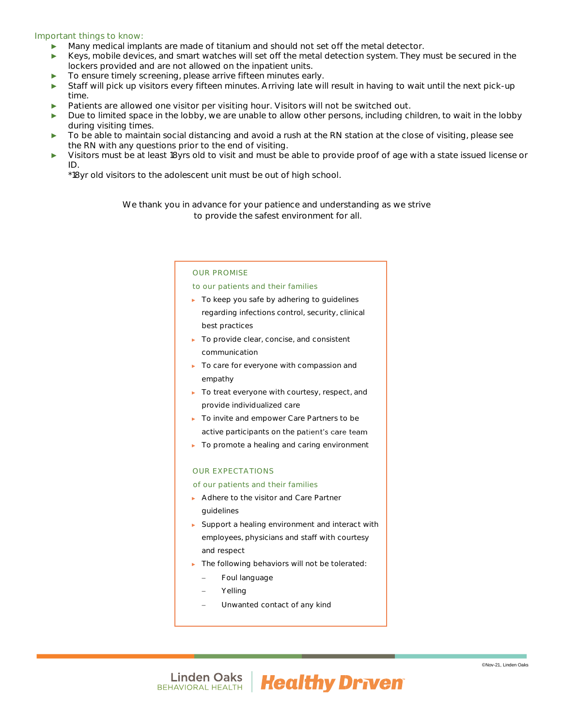Important things to know:

- Many medical implants are made of titanium and should not set off the metal detector.
- Keys, mobile devices, and smart watches will set off the metal detection system. They must be secured in the lockers provided and are not allowed on the inpatient units.
- To ensure timely screening, please arrive fifteen minutes early.
- Staff will pick up visitors every fifteen minutes. Arriving late will result in having to wait until the next pick-up time.
- Patients are allowed one visitor per visiting hour. Visitors will not be switched out.
- Due to limited space in the lobby, we are unable to allow other persons, including children, to wait in the lobby during visiting times.
- To be able to maintain social distancing and avoid a rush at the RN station at the close of visiting, please see the RN with any questions prior to the end of visiting.
- Visitors must be at least 18yrs old to visit and must be able to provide proof of age with a state issued license or ID.
  *18yr old visitors to the adolescent unit must be out of high school.

We thank you in advance for your patience and understanding as we strive to provide the safest environment for all.

### OUR PROMISE

to our patients and their families

- To keep you safe by adhering to guidelines regarding infections control, security, clinical best practices
- To provide clear, concise, and consistent communication
- To care for everyone with compassion and empathy
- To treat everyone with courtesy, respect, and provide individualized care
- To invite and empower Care Partners to be active participants on the patient's care team
- To promote a healing and caring environment

### OUR EXPECTATIONS

of our patients and their families

- Adhere to the visitor and Care Partner guidelines
- Support a healing environment and interact with employees, physicians and staff with courtesy and respect
- The following behaviors will not be tolerated:
  - Foul language
  - Yelling
  - Unwanted contact of any kind

©Nov-21, Linden Oaks

Linden Oaks BEHAVIORAL HEALTH | Healthy Driven